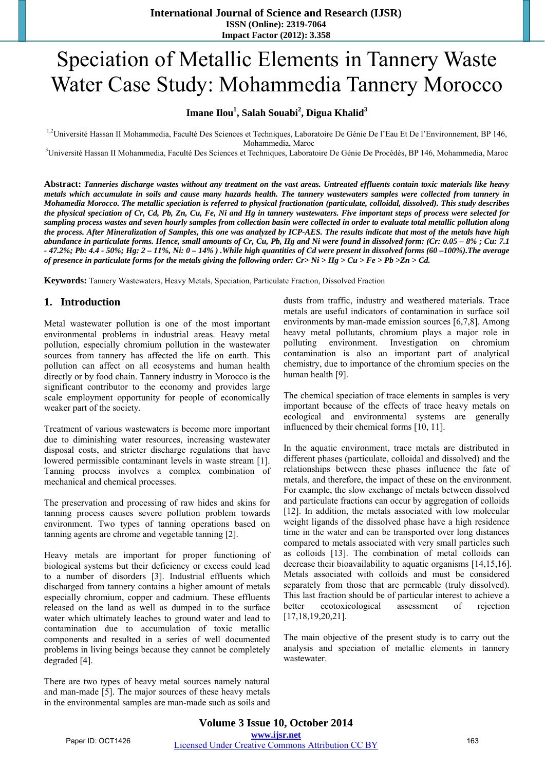# Speciation of Metallic Elements in Tannery Waste Water Case Study: Mohammedia Tannery Morocco

**Imane Ilou[1], Salah Souabi[2], Digua Khalid[3]**

[1,2]Université Hassan II Mohammedia, Faculté Des Sciences et Techniques, Laboratoire De Génie De l'Eau Et De l'Environnement, BP 146, Mohammedia, Maroc

[3]Université Hassan II Mohammedia, Faculté Des Sciences et Techniques, Laboratoire De Génie De Procédés, BP 146, Mohammedia, Maroc

**Abstract:** ***Tanneries discharge wastes without any treatment on the vast areas. Untreated effluents contain toxic materials like heavy metals which accumulate in soils and cause many hazards health. The tannery wastewaters samples were collected from tannery in Mohamedia Morocco. The metallic speciation is referred to physical fractionation (particulate, colloidal, dissolved). This study describes the physical speciation of Cr, Cd, Pb, Zn, Cu, Fe, Ni and Hg in tannery wastewaters. Five important steps of process were selected for sampling process wastes and seven hourly samples from collection basin were collected in order to evaluate total metallic pollution along the process. After Mineralization of Samples, this one was analyzed by ICP-AES. The results indicate that most of the metals have high abundance in particulate forms. Hence, small amounts of Cr, Cu, Pb, Hg and Ni were found in dissolved form: (Cr: 0.05 – 8% ; Cu: 7.1 - 47.2%; Pb: 4.4 - 50%; Hg: 2 – 11%, Ni: 0 – 14% ) .While high quantities of Cd were present in dissolved forms (60 –100%).The average of presence in particulate forms for the metals giving the following order: Cr> Ni > Hg > Cu > Fe > Pb >Zn > Cd.***

**Keywords:** Tannery Wastewaters, Heavy Metals, Speciation, Particulate Fraction, Dissolved Fraction

## 1. Introduction

Metal wastewater pollution is one of the most important environmental problems in industrial areas. Heavy metal pollution, especially chromium pollution in the wastewater sources from tannery has affected the life on earth. This pollution can affect on all ecosystems and human health directly or by food chain. Tannery industry in Morocco is the significant contributor to the economy and provides large scale employment opportunity for people of economically weaker part of the society.

Treatment of various wastewaters is become more important due to diminishing water resources, increasing wastewater disposal costs, and stricter discharge regulations that have lowered permissible contaminant levels in waste stream [1]. Tanning process involves a complex combination of mechanical and chemical processes.

The preservation and processing of raw hides and skins for tanning process causes severe pollution problem towards environment. Two types of tanning operations based on tanning agents are chrome and vegetable tanning [2].

Heavy metals are important for proper functioning of biological systems but their deficiency or excess could lead to a number of disorders [3]. Industrial effluents which discharged from tannery contains a higher amount of metals especially chromium, copper and cadmium. These effluents released on the land as well as dumped in to the surface water which ultimately leaches to ground water and lead to contamination due to accumulation of toxic metallic components and resulted in a series of well documented problems in living beings because they cannot be completely degraded [4].

There are two types of heavy metal sources namely natural and man-made [5]. The major sources of these heavy metals in the environmental samples are man-made such as soils and dusts from traffic, industry and weathered materials. Trace metals are useful indicators of contamination in surface soil environments by man-made emission sources [6,7,8]. Among heavy metal pollutants, chromium plays a major role in polluting environment. Investigation on chromium contamination is also an important part of analytical chemistry, due to importance of the chromium species on the human health [9].

The chemical speciation of trace elements in samples is very important because of the effects of trace heavy metals on ecological and environmental systems are generally influenced by their chemical forms [10, 11].

In the aquatic environment, trace metals are distributed in different phases (particulate, colloidal and dissolved) and the relationships between these phases influence the fate of metals, and therefore, the impact of these on the environment. For example, the slow exchange of metals between dissolved and particulate fractions can occur by aggregation of colloids [12]. In addition, the metals associated with low molecular weight ligands of the dissolved phase have a high residence time in the water and can be transported over long distances compared to metals associated with very small particles such as colloids [13]. The combination of metal colloids can decrease their bioavailability to aquatic organisms [14,15,16]. Metals associated with colloids and must be considered separately from those that are permeable (truly dissolved). This last fraction should be of particular interest to achieve a better ecotoxicological assessment of rejection [17,18,19,20,21].

The main objective of the present study is to carry out the analysis and speciation of metallic elements in tannery wastewater.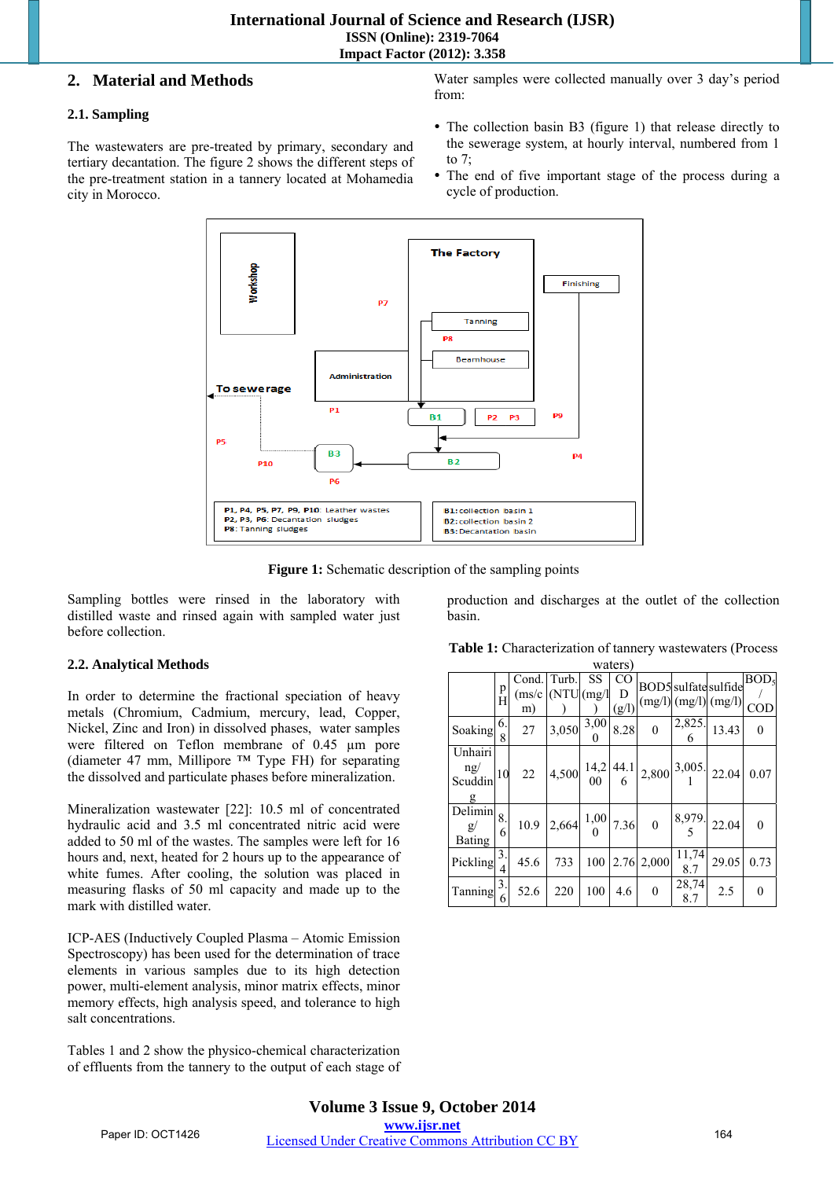## 2. Material and Methods

### 2.1. Sampling

The wastewaters are pre-treated by primary, secondary and tertiary decantation. The figure 2 shows the different steps of the pre-treatment station in a tannery located at Mohamedia city in Morocco.

Water samples were collected manually over 3 day's period from:

- The collection basin B3 (figure 1) that release directly to the sewerage system, at hourly interval, numbered from 1 to 7;
- The end of five important stage of the process during a cycle of production.

**Figure 1:** Schematic description of the sampling points

Sampling bottles were rinsed in the laboratory with distilled waste and rinsed again with sampled water just before collection.

### 2.2. Analytical Methods

In order to determine the fractional speciation of heavy metals (Chromium, Cadmium, mercury, lead, Copper, Nickel, Zinc and Iron) in dissolved phases, water samples were filtered on Teflon membrane of 0.45 µm pore (diameter 47 mm, Millipore ™ Type FH) for separating the dissolved and particulate phases before mineralization.

Mineralization wastewater [22]: 10.5 ml of concentrated hydraulic acid and 3.5 ml concentrated nitric acid were added to 50 ml of the wastes. The samples were left for 16 hours and, next, heated for 2 hours up to the appearance of white fumes. After cooling, the solution was placed in measuring flasks of 50 ml capacity and made up to the mark with distilled water.

ICP-AES (Inductively Coupled Plasma – Atomic Emission Spectroscopy) has been used for the determination of trace elements in various samples due to its high detection power, multi-element analysis, minor matrix effects, minor memory effects, high analysis speed, and tolerance to high salt concentrations.

Tables 1 and 2 show the physico-chemical characterization of effluents from the tannery to the output of each stage of production and discharges at the outlet of the collection basin.

**Table 1:** Characterization of tannery wastewaters (Process waters)

| | pH | Cond. (ms/cm) | Turb. (NTU) | SS (mg/l) | COD (g/l) | BOD5 (mg/l) | sulfate (mg/l) | sulfide (mg/l) | $BOD_5$/COD |
|---|---|---|---|---|---|---|---|---|---|
| Soaking | 6.8 | 27 | 3,050 | 3,000 | 8.28 | 0 | 2,825.6 | 13.43 | 0 |
| Unhairing/ Scudding | 10 | 22 | 4,500 | 14,200 | 44.16 | 2,800 | 3,005.1 | 22.04 | 0.07 |
| Deliming/ Bating | 8.6 | 10.9 | 2,664 | 1,000 | 7.36 | 0 | 8,979.5 | 22.04 | 0 |
| Pickling | 3.4 | 45.6 | 733 | 100 | 2.76 | 2,000 | 11,748.7 | 29.05 | 0.73 |
| Tanning | 3.6 | 52.6 | 220 | 100 | 4.6 | 0 | 28,748.7 | 2.5 | 0 |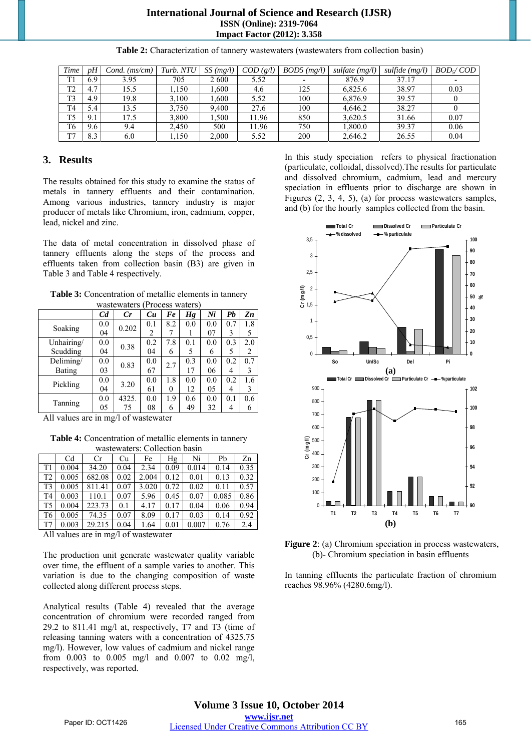**Table 2:** Characterization of tannery wastewaters (wastewaters from collection basin)

| Time | pH | Cond. (ms/cm) | Turb. NTU | SS (mg/l) | COD (g/l) | BOD5 (mg/l) | sulfate (mg/l) | sulfide (mg/l) | $BOD_5$/ COD |
|---|---|---|---|---|---|---|---|---|---|
| T1 | 6.9 | 3.95 | 705 | 2 600 | 5.52 | - | 876.9 | 37.17 | - |
| T2 | 4.7 | 15.5 | 1,150 | 1,600 | 4.6 | 125 | 6,825.6 | 38.97 | 0.03 |
| T3 | 4.9 | 19.8 | 3,100 | 1,600 | 5.52 | 100 | 6,876.9 | 39.57 | 0 |
| T4 | 5.4 | 13.5 | 3,750 | 9,400 | 27.6 | 100 | 4,646.2 | 38.27 | 0 |
| T5 | 9.1 | 17.5 | 3,800 | 1,500 | 11.96 | 850 | 3,620.5 | 31.66 | 0.07 |
| T6 | 9.6 | 9.4 | 2,450 | 500 | 11.96 | 750 | 1,800.0 | 39.37 | 0.06 |
| T7 | 8.3 | 6.0 | 1,150 | 2,000 | 5.52 | 200 | 2,646.2 | 26.55 | 0.04 |

## 3. Results

The results obtained for this study to examine the status of metals in tannery effluents and their contamination. Among various industries, tannery industry is major producer of metals like Chromium, iron, cadmium, copper, lead, nickel and zinc.

The data of metal concentration in dissolved phase of tannery effluents along the steps of the process and effluents taken from collection basin (B3) are given in Table 3 and Table 4 respectively.

**Table 3:** Concentration of metallic elements in tannery wastewaters (Process waters)

| | Cd | Cr | Cu | Fe | Hg | Ni | Pb | Zn |
|---|---|---|---|---|---|---|---|---|
| Soaking | 0.004 | 0.202 | 0.12 | 8.27 | 0.01 | 0.007 | 0.73 | 1.85 |
| Unhairing/ Scudding | 0.004 | 0.38 | 0.204 | 7.86 | 0.15 | 0.06 | 0.35 | 2.02 |
| Deliming/ Bating | 0.003 | 0.83 | 0.067 | 2.7 | 0.317 | 0.006 | 0.24 | 0.73 |
| Pickling | 0.004 | 3.20 | 0.061 | 1.80 | 0.012 | 0.005 | 0.24 | 1.63 |
| Tanning | 0.005 | 4325.75 | 0.008 | 1.96 | 0.649 | 0.032 | 0.14 | 0.66 |

All values are in mg/l of wastewater

**Table 4:** Concentration of metallic elements in tannery wastewaters: Collection basin

| | Cd | Cr | Cu | Fe | Hg | Ni | Pb | Zn |
|---|---|---|---|---|---|---|---|---|
| T1 | 0.004 | 34.20 | 0.04 | 2.34 | 0.09 | 0.014 | 0.14 | 0.35 |
| T2 | 0.005 | 682.08 | 0.02 | 2.004 | 0.12 | 0.01 | 0.13 | 0.32 |
| T3 | 0.005 | 811.41 | 0.07 | 3.020 | 0.72 | 0.02 | 0.11 | 0.57 |
| T4 | 0.003 | 110.1 | 0.07 | 5.96 | 0.45 | 0.07 | 0.085 | 0.86 |
| T5 | 0.004 | 223.73 | 0.1 | 4.17 | 0.17 | 0.04 | 0.06 | 0.94 |
| T6 | 0.005 | 74.35 | 0.07 | 8.09 | 0.17 | 0.03 | 0.14 | 0.92 |
| T7 | 0.003 | 29.215 | 0.04 | 1.64 | 0.01 | 0.007 | 0.76 | 2.4 |

All values are in mg/l of wastewater

The production unit generate wastewater quality variable over time, the effluent of a sample varies to another. This variation is due to the changing composition of waste collected along different process steps.

Analytical results (Table 4) revealed that the average concentration of chromium were recorded ranged from 29.2 to 811.41 mg/l at, respectively, T7 and T3 (time of releasing tanning waters with a concentration of 4325.75 mg/l). However, low values of cadmium and nickel range from 0.003 to 0.005 mg/l and 0.007 to 0.02 mg/l, respectively, was reported.

In this study speciation refers to physical fractionation (particulate, colloidal, dissolved).The results for particulate and dissolved chromium, cadmium, lead and mercury speciation in effluents prior to discharge are shown in Figures (2, 3, 4, 5), (a) for process wastewaters samples, and (b) for the hourly samples collected from the basin.

**Figure 2**: (a) Chromium speciation in process wastewaters, (b)- Chromium speciation in basin effluents

In tanning effluents the particulate fraction of chromium reaches 98.96% (4280.6mg/l).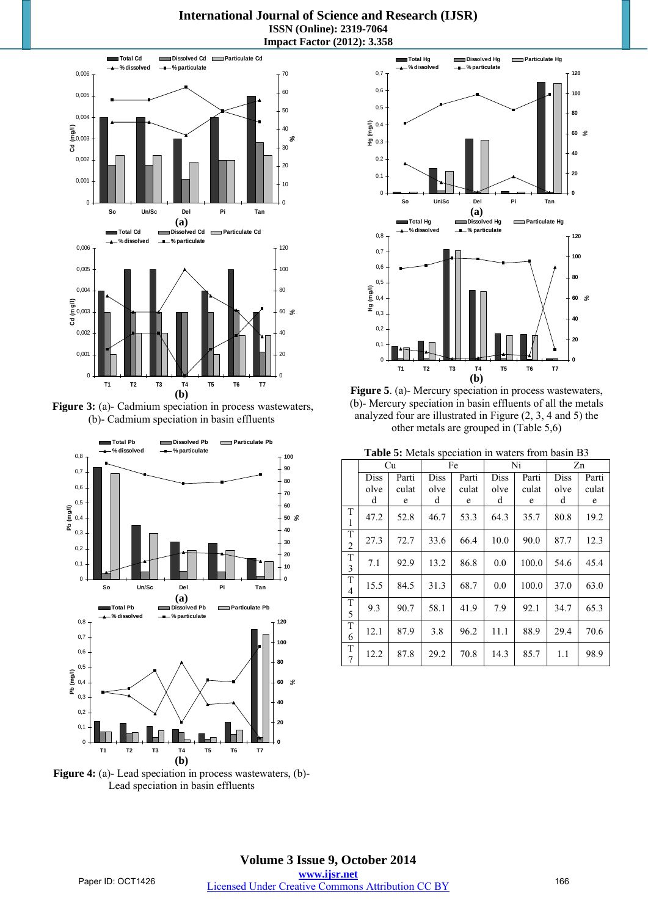**Figure 3:** (a)- Cadmium speciation in process wastewaters, (b)- Cadmium speciation in basin effluents

**Figure 4:** (a)- Lead speciation in process wastewaters, (b)- Lead speciation in basin effluents

**Figure 5**. (a)- Mercury speciation in process wastewaters, (b)- Mercury speciation in basin effluents of all the metals analyzed four are illustrated in Figure (2, 3, 4 and 5) the other metals are grouped in (Table 5,6)

**Table 5:** Metals speciation in waters from basin B3

| | Cu | | Fe | | Ni | | Zn | |
|---|---|---|---|---|---|---|---|---|
| | Dissolved | Particulate | Dissolved | Particulate | Dissolved | Particulate | Dissolved | Particulate |
| T1 | 47.2 | 52.8 | 46.7 | 53.3 | 64.3 | 35.7 | 80.8 | 19.2 |
| T2 | 27.3 | 72.7 | 33.6 | 66.4 | 10.0 | 90.0 | 87.7 | 12.3 |
| T3 | 7.1 | 92.9 | 13.2 | 86.8 | 0.0 | 100.0 | 54.6 | 45.4 |
| T4 | 15.5 | 84.5 | 31.3 | 68.7 | 0.0 | 100.0 | 37.0 | 63.0 |
| T5 | 9.3 | 90.7 | 58.1 | 41.9 | 7.9 | 92.1 | 34.7 | 65.3 |
| T6 | 12.1 | 87.9 | 3.8 | 96.2 | 11.1 | 88.9 | 29.4 | 70.6 |
| T7 | 12.2 | 87.8 | 29.2 | 70.8 | 14.3 | 85.7 | 1.1 | 98.9 |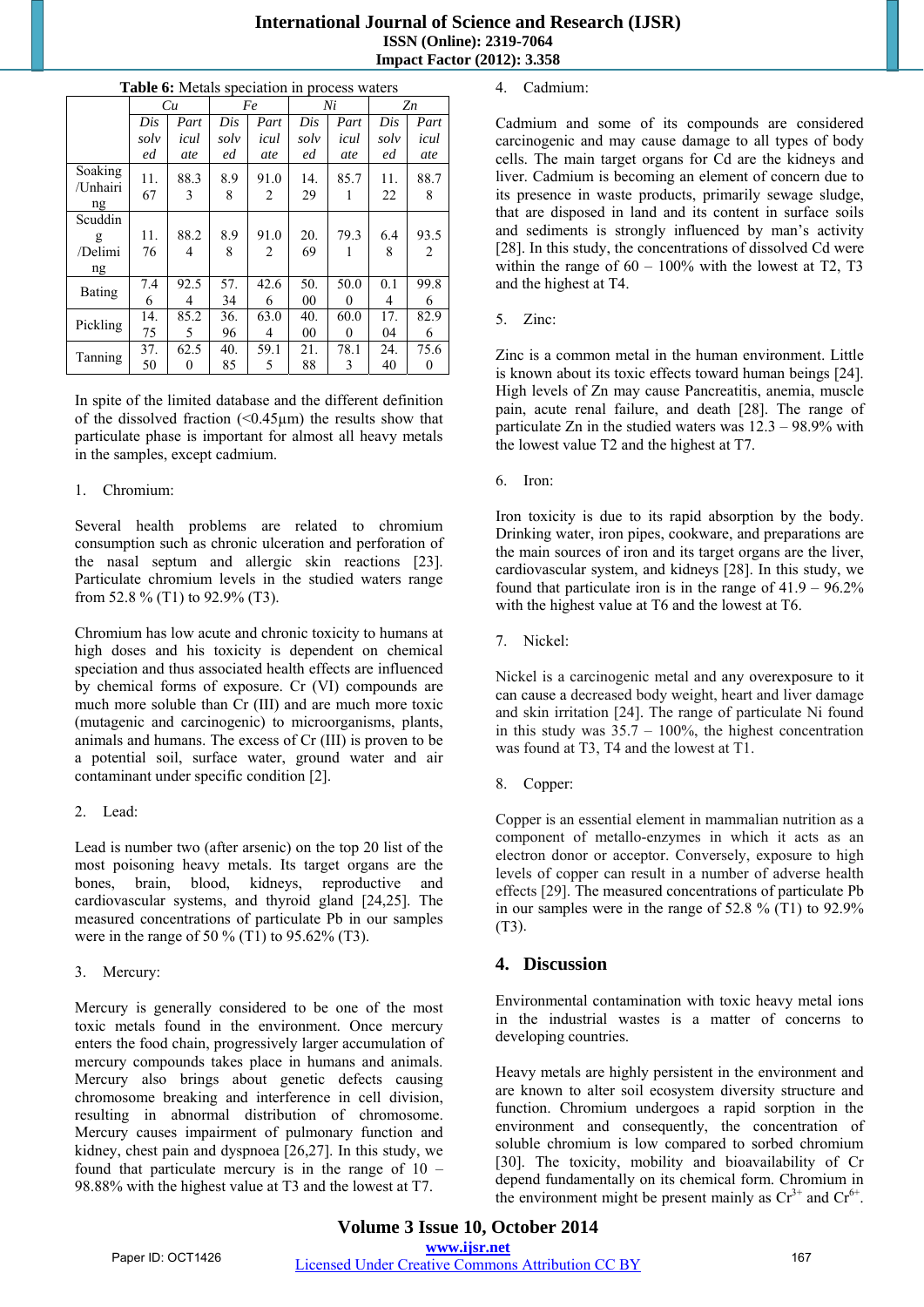**Table 6:** Metals speciation in process waters

| | Cu | | Fe | | Ni | | Zn | |
|---|---|---|---|---|---|---|---|---|
| | Dissolved | Particulate | Dissolved | Particulate | Dissolved | Particulate | Dissolved | Particulate |
| Soaking /Unhairing | 11.67 | 88.33 | 8.98 | 91.02 | 14.29 | 85.71 | 11.22 | 88.78 |
| Scudding /Delimiing | 11.76 | 88.24 | 8.98 | 91.02 | 20.69 | 79.31 | 6.48 | 93.52 |
| Bating | 7.46 | 92.54 | 57.34 | 42.66 | 50.00 | 50.00 | 0.14 | 99.86 |
| Pickling | 14.75 | 85.25 | 36.96 | 63.04 | 40.00 | 60.00 | 17.04 | 82.96 |
| Tanning | 37.50 | 62.50 | 40.85 | 59.15 | 21.88 | 78.13 | 24.40 | 75.60 |

In spite of the limited database and the different definition of the dissolved fraction (<0.45µm) the results show that particulate phase is important for almost all heavy metals in the samples, except cadmium.

1. Chromium:

Several health problems are related to chromium consumption such as chronic ulceration and perforation of the nasal septum and allergic skin reactions [23]. Particulate chromium levels in the studied waters range from 52.8 % (T1) to 92.9% (T3).

Chromium has low acute and chronic toxicity to humans at high doses and his toxicity is dependent on chemical speciation and thus associated health effects are influenced by chemical forms of exposure. Cr (VI) compounds are much more soluble than Cr (III) and are much more toxic (mutagenic and carcinogenic) to microorganisms, plants, animals and humans. The excess of Cr (III) is proven to be a potential soil, surface water, ground water and air contaminant under specific condition [2].

2. Lead:

Lead is number two (after arsenic) on the top 20 list of the most poisoning heavy metals. Its target organs are the bones, brain, blood, kidneys, reproductive and cardiovascular systems, and thyroid gland [24,25]. The measured concentrations of particulate Pb in our samples were in the range of 50 % (T1) to 95.62% (T3).

3. Mercury:

Mercury is generally considered to be one of the most toxic metals found in the environment. Once mercury enters the food chain, progressively larger accumulation of mercury compounds takes place in humans and animals. Mercury also brings about genetic defects causing chromosome breaking and interference in cell division, resulting in abnormal distribution of chromosome. Mercury causes impairment of pulmonary function and kidney, chest pain and dyspnoea [26,27]. In this study, we found that particulate mercury is in the range of 10 – 98.88% with the highest value at T3 and the lowest at T7.

4. Cadmium:

Cadmium and some of its compounds are considered carcinogenic and may cause damage to all types of body cells. The main target organs for Cd are the kidneys and liver. Cadmium is becoming an element of concern due to its presence in waste products, primarily sewage sludge, that are disposed in land and its content in surface soils and sediments is strongly influenced by man's activity [28]. In this study, the concentrations of dissolved Cd were within the range of 60 – 100% with the lowest at T2, T3 and the highest at T4.

5. Zinc:

Zinc is a common metal in the human environment. Little is known about its toxic effects toward human beings [24]. High levels of Zn may cause Pancreatitis, anemia, muscle pain, acute renal failure, and death [28]. The range of particulate Zn in the studied waters was 12.3 – 98.9% with the lowest value T2 and the highest at T7.

6. Iron:

Iron toxicity is due to its rapid absorption by the body. Drinking water, iron pipes, cookware, and preparations are the main sources of iron and its target organs are the liver, cardiovascular system, and kidneys [28]. In this study, we found that particulate iron is in the range of 41.9 – 96.2% with the highest value at T6 and the lowest at T6.

7. Nickel:

Nickel is a carcinogenic metal and any overexposure to it can cause a decreased body weight, heart and liver damage and skin irritation [24]. The range of particulate Ni found in this study was 35.7 – 100%, the highest concentration was found at T3, T4 and the lowest at T1.

8. Copper:

Copper is an essential element in mammalian nutrition as a component of metallo-enzymes in which it acts as an electron donor or acceptor. Conversely, exposure to high levels of copper can result in a number of adverse health effects [29]. The measured concentrations of particulate Pb in our samples were in the range of 52.8 % (T1) to 92.9% (T3).

## 4. Discussion

Environmental contamination with toxic heavy metal ions in the industrial wastes is a matter of concerns to developing countries.

Heavy metals are highly persistent in the environment and are known to alter soil ecosystem diversity structure and function. Chromium undergoes a rapid sorption in the environment and consequently, the concentration of soluble chromium is low compared to sorbed chromium [30]. The toxicity, mobility and bioavailability of Cr depend fundamentally on its chemical form. Chromium in the environment might be present mainly as $Cr^{3+}$ and $Cr^{6+}$.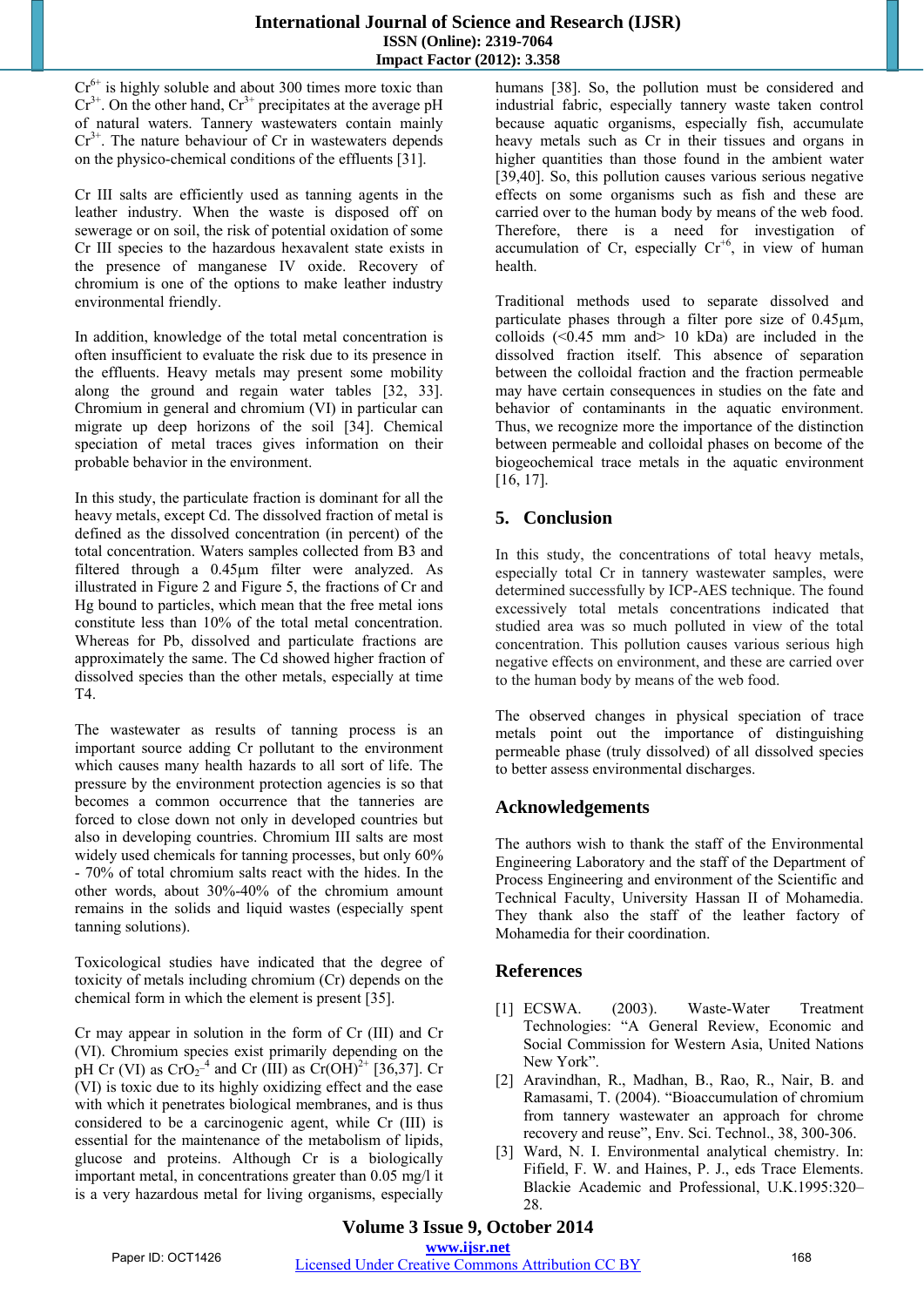$Cr^{6+}$ is highly soluble and about 300 times more toxic than $Cr^{3+}$. On the other hand, $Cr^{3+}$ precipitates at the average pH of natural waters. Tannery wastewaters contain mainly $Cr^{3+}$. The nature behaviour of Cr in wastewaters depends on the physico-chemical conditions of the effluents [31].

Cr III salts are efficiently used as tanning agents in the leather industry. When the waste is disposed off on sewerage or on soil, the risk of potential oxidation of some Cr III species to the hazardous hexavalent state exists in the presence of manganese IV oxide. Recovery of chromium is one of the options to make leather industry environmental friendly.

In addition, knowledge of the total metal concentration is often insufficient to evaluate the risk due to its presence in the effluents. Heavy metals may present some mobility along the ground and regain water tables [32, 33]. Chromium in general and chromium (VI) in particular can migrate up deep horizons of the soil [34]. Chemical speciation of metal traces gives information on their probable behavior in the environment.

In this study, the particulate fraction is dominant for all the heavy metals, except Cd. The dissolved fraction of metal is defined as the dissolved concentration (in percent) of the total concentration. Waters samples collected from B3 and filtered through a 0.45µm filter were analyzed. As illustrated in Figure 2 and Figure 5, the fractions of Cr and Hg bound to particles, which mean that the free metal ions constitute less than 10% of the total metal concentration. Whereas for Pb, dissolved and particulate fractions are approximately the same. The Cd showed higher fraction of dissolved species than the other metals, especially at time T4.

The wastewater as results of tanning process is an important source adding Cr pollutant to the environment which causes many health hazards to all sort of life. The pressure by the environment protection agencies is so that becomes a common occurrence that the tanneries are forced to close down not only in developed countries but also in developing countries. Chromium III salts are most widely used chemicals for tanning processes, but only 60% - 70% of total chromium salts react with the hides. In the other words, about 30%-40% of the chromium amount remains in the solids and liquid wastes (especially spent tanning solutions).

Toxicological studies have indicated that the degree of toxicity of metals including chromium (Cr) depends on the chemical form in which the element is present [35].

Cr may appear in solution in the form of Cr (III) and Cr (VI). Chromium species exist primarily depending on the pH Cr (VI) as $CrO_2^{-4}$ and Cr (III) as $Cr(OH)^{2+}$ [36,37]. Cr (VI) is toxic due to its highly oxidizing effect and the ease with which it penetrates biological membranes, and is thus considered to be a carcinogenic agent, while Cr (III) is essential for the maintenance of the metabolism of lipids, glucose and proteins. Although Cr is a biologically important metal, in concentrations greater than 0.05 mg/l it is a very hazardous metal for living organisms, especially humans [38]. So, the pollution must be considered and industrial fabric, especially tannery waste taken control because aquatic organisms, especially fish, accumulate heavy metals such as Cr in their tissues and organs in higher quantities than those found in the ambient water [39,40]. So, this pollution causes various serious negative effects on some organisms such as fish and these are carried over to the human body by means of the web food. Therefore, there is a need for investigation of accumulation of Cr, especially $Cr^{+6}$, in view of human health.

Traditional methods used to separate dissolved and particulate phases through a filter pore size of 0.45µm, colloids (<0.45 mm and> 10 kDa) are included in the dissolved fraction itself. This absence of separation between the colloidal fraction and the fraction permeable may have certain consequences in studies on the fate and behavior of contaminants in the aquatic environment. Thus, we recognize more the importance of the distinction between permeable and colloidal phases on become of the biogeochemical trace metals in the aquatic environment [16, 17].

## 5. Conclusion

In this study, the concentrations of total heavy metals, especially total Cr in tannery wastewater samples, were determined successfully by ICP-AES technique. The found excessively total metals concentrations indicated that studied area was so much polluted in view of the total concentration. This pollution causes various serious high negative effects on environment, and these are carried over to the human body by means of the web food.

The observed changes in physical speciation of trace metals point out the importance of distinguishing permeable phase (truly dissolved) of all dissolved species to better assess environmental discharges.

## Acknowledgements

The authors wish to thank the staff of the Environmental Engineering Laboratory and the staff of the Department of Process Engineering and environment of the Scientific and Technical Faculty, University Hassan II of Mohamedia. They thank also the staff of the leather factory of Mohamedia for their coordination.

## References

[1] ECSWA. (2003). Waste-Water Treatment Technologies: "A General Review, Economic and Social Commission for Western Asia, United Nations New York".

[2] Aravindhan, R., Madhan, B., Rao, R., Nair, B. and Ramasami, T. (2004). "Bioaccumulation of chromium from tannery wastewater an approach for chrome recovery and reuse", Env. Sci. Technol., 38, 300-306.

[3] Ward, N. I. Environmental analytical chemistry. In: Fifield, F. W. and Haines, P. J., eds Trace Elements. Blackie Academic and Professional, U.K.1995:320–28.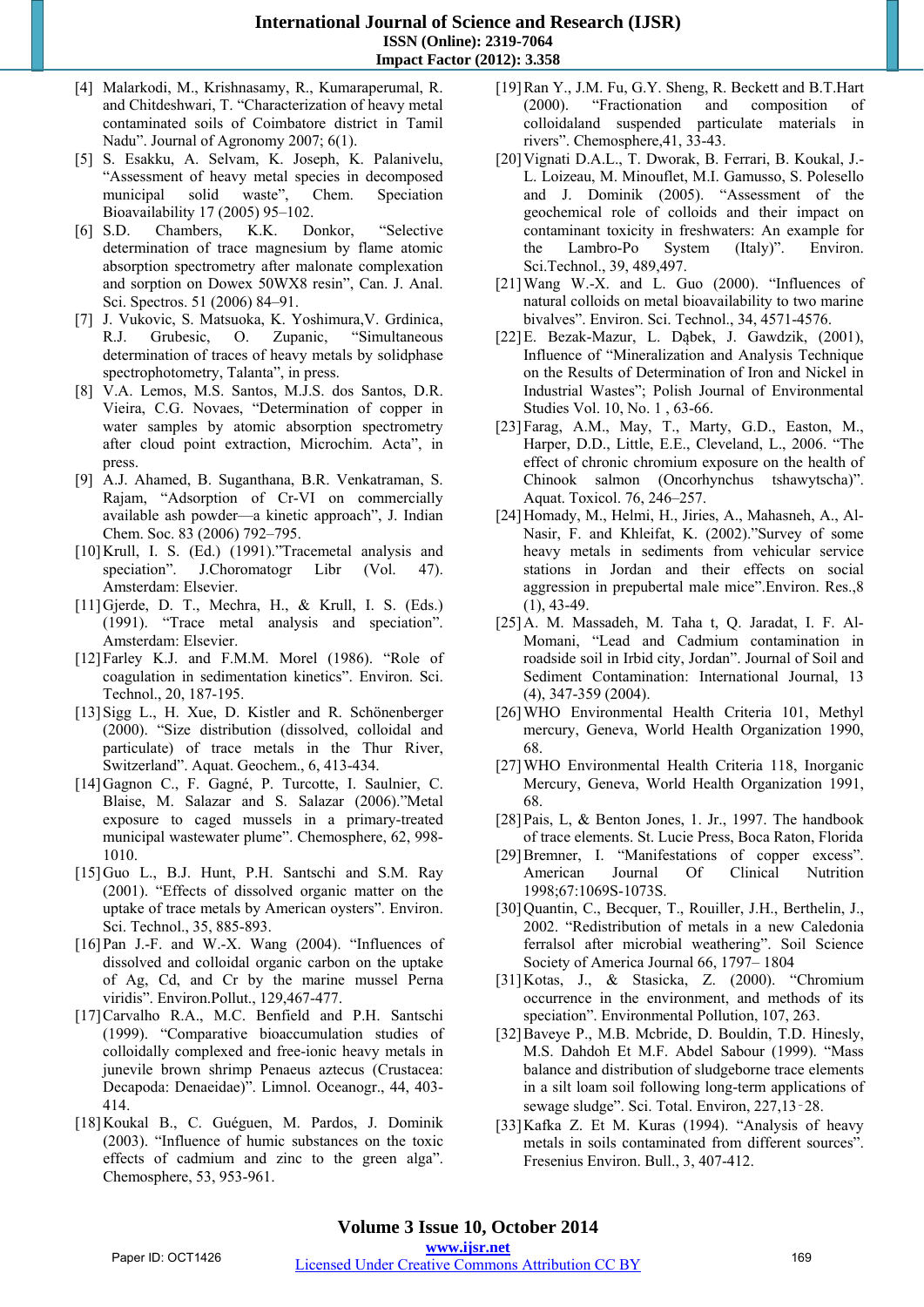[4] Malarkodi, M., Krishnasamy, R., Kumaraperumal, R. and Chitdeshwari, T. "Characterization of heavy metal contaminated soils of Coimbatore district in Tamil Nadu". Journal of Agronomy 2007; 6(1).

[5] S. Esakku, A. Selvam, K. Joseph, K. Palanivelu, "Assessment of heavy metal species in decomposed municipal solid waste", Chem. Speciation Bioavailability 17 (2005) 95–102.

[6] S.D. Chambers, K.K. Donkor, "Selective determination of trace magnesium by flame atomic absorption spectrometry after malonate complexation and sorption on Dowex 50WX8 resin", Can. J. Anal. Sci. Spectros. 51 (2006) 84–91.

[7] J. Vukovic, S. Matsuoka, K. Yoshimura,V. Grdinica, R.J. Grubesic, O. Zupanic, "Simultaneous determination of traces of heavy metals by solidphase spectrophotometry, Talanta", in press.

[8] V.A. Lemos, M.S. Santos, M.J.S. dos Santos, D.R. Vieira, C.G. Novaes, "Determination of copper in water samples by atomic absorption spectrometry after cloud point extraction, Microchim. Acta", in press.

[9] A.J. Ahamed, B. Suganthana, B.R. Venkatraman, S. Rajam, "Adsorption of Cr-VI on commercially available ash powder—a kinetic approach", J. Indian Chem. Soc. 83 (2006) 792–795.

[10] Krull, I. S. (Ed.) (1991)."Tracemetal analysis and speciation". J.Choromatogr Libr (Vol. 47). Amsterdam: Elsevier.

[11] Gjerde, D. T., Mechra, H., & Krull, I. S. (Eds.) (1991). "Trace metal analysis and speciation". Amsterdam: Elsevier.

[12] Farley K.J. and F.M.M. Morel (1986). "Role of coagulation in sedimentation kinetics". Environ. Sci. Technol., 20, 187-195.

[13] Sigg L., H. Xue, D. Kistler and R. Schönenberger (2000). "Size distribution (dissolved, colloidal and particulate) of trace metals in the Thur River, Switzerland". Aquat. Geochem., 6, 413-434.

[14] Gagnon C., F. Gagné, P. Turcotte, I. Saulnier, C. Blaise, M. Salazar and S. Salazar (2006)."Metal exposure to caged mussels in a primary-treated municipal wastewater plume". Chemosphere, 62, 998-1010.

[15] Guo L., B.J. Hunt, P.H. Santschi and S.M. Ray (2001). "Effects of dissolved organic matter on the uptake of trace metals by American oysters". Environ. Sci. Technol., 35, 885-893.

[16] Pan J.-F. and W.-X. Wang (2004). "Influences of dissolved and colloidal organic carbon on the uptake of Ag, Cd, and Cr by the marine mussel Perna viridis". Environ.Pollut., 129,467-477.

[17] Carvalho R.A., M.C. Benfield and P.H. Santschi (1999). "Comparative bioaccumulation studies of colloidally complexed and free-ionic heavy metals in junevile brown shrimp Penaeus aztecus (Crustacea: Decapoda: Denaeidae)". Limnol. Oceanogr., 44, 403-414.

[18] Koukal B., C. Guéguen, M. Pardos, J. Dominik (2003). "Influence of humic substances on the toxic effects of cadmium and zinc to the green alga". Chemosphere, 53, 953-961.

[19] Ran Y., J.M. Fu, G.Y. Sheng, R. Beckett and B.T.Hart (2000). "Fractionation and composition of colloidaland suspended particulate materials in rivers". Chemosphere,41, 33-43.

[20] Vignati D.A.L., T. Dworak, B. Ferrari, B. Koukal, J.-L. Loizeau, M. Minouflet, M.I. Gamusso, S. Polesello and J. Dominik (2005). "Assessment of the geochemical role of colloids and their impact on contaminant toxicity in freshwaters: An example for the Lambro-Po System (Italy)". Environ. Sci.Technol., 39, 489,497.

[21] Wang W.-X. and L. Guo (2000). "Influences of natural colloids on metal bioavailability to two marine bivalves". Environ. Sci. Technol., 34, 4571-4576.

[22] E. Bezak-Mazur, L. Dąbek, J. Gawdzik, (2001), Influence of "Mineralization and Analysis Technique on the Results of Determination of Iron and Nickel in Industrial Wastes"; Polish Journal of Environmental Studies Vol. 10, No. 1 , 63-66.

[23] Farag, A.M., May, T., Marty, G.D., Easton, M., Harper, D.D., Little, E.E., Cleveland, L., 2006. "The effect of chronic chromium exposure on the health of Chinook salmon (Oncorhynchus tshawytscha)". Aquat. Toxicol. 76, 246–257.

[24] Homady, M., Helmi, H., Jiries, A., Mahasneh, A., Al-Nasir, F. and Khleifat, K. (2002)."Survey of some heavy metals in sediments from vehicular service stations in Jordan and their effects on social aggression in prepubertal male mice".Environ. Res.,8 (1), 43-49.

[25] A. M. Massadeh, M. Taha t, Q. Jaradat, I. F. Al-Momani, "Lead and Cadmium contamination in roadside soil in Irbid city, Jordan". Journal of Soil and Sediment Contamination: International Journal, 13 (4), 347-359 (2004).

[26] WHO Environmental Health Criteria 101, Methyl mercury, Geneva, World Health Organization 1990, 68.

[27] WHO Environmental Health Criteria 118, Inorganic Mercury, Geneva, World Health Organization 1991, 68.

[28] Pais, L, & Benton Jones, 1. Jr., 1997. The handbook of trace elements. St. Lucie Press, Boca Raton, Florida

[29] Bremner, I. "Manifestations of copper excess". American Journal Of Clinical Nutrition 1998;67:1069S-1073S.

[30] Quantin, C., Becquer, T., Rouiller, J.H., Berthelin, J., 2002. "Redistribution of metals in a new Caledonia ferralsol after microbial weathering". Soil Science Society of America Journal 66, 1797– 1804

[31] Kotas, J., & Stasicka, Z. (2000). "Chromium occurrence in the environment, and methods of its speciation". Environmental Pollution, 107, 263.

[32] Baveye P., M.B. Mcbride, D. Bouldin, T.D. Hinesly, M.S. Dahdoh Et M.F. Abdel Sabour (1999). "Mass balance and distribution of sludgeborne trace elements in a silt loam soil following long-term applications of sewage sludge". Sci. Total. Environ, 227,13‑28.

[33] Kafka Z. Et M. Kuras (1994). "Analysis of heavy metals in soils contaminated from different sources". Fresenius Environ. Bull., 3, 407-412.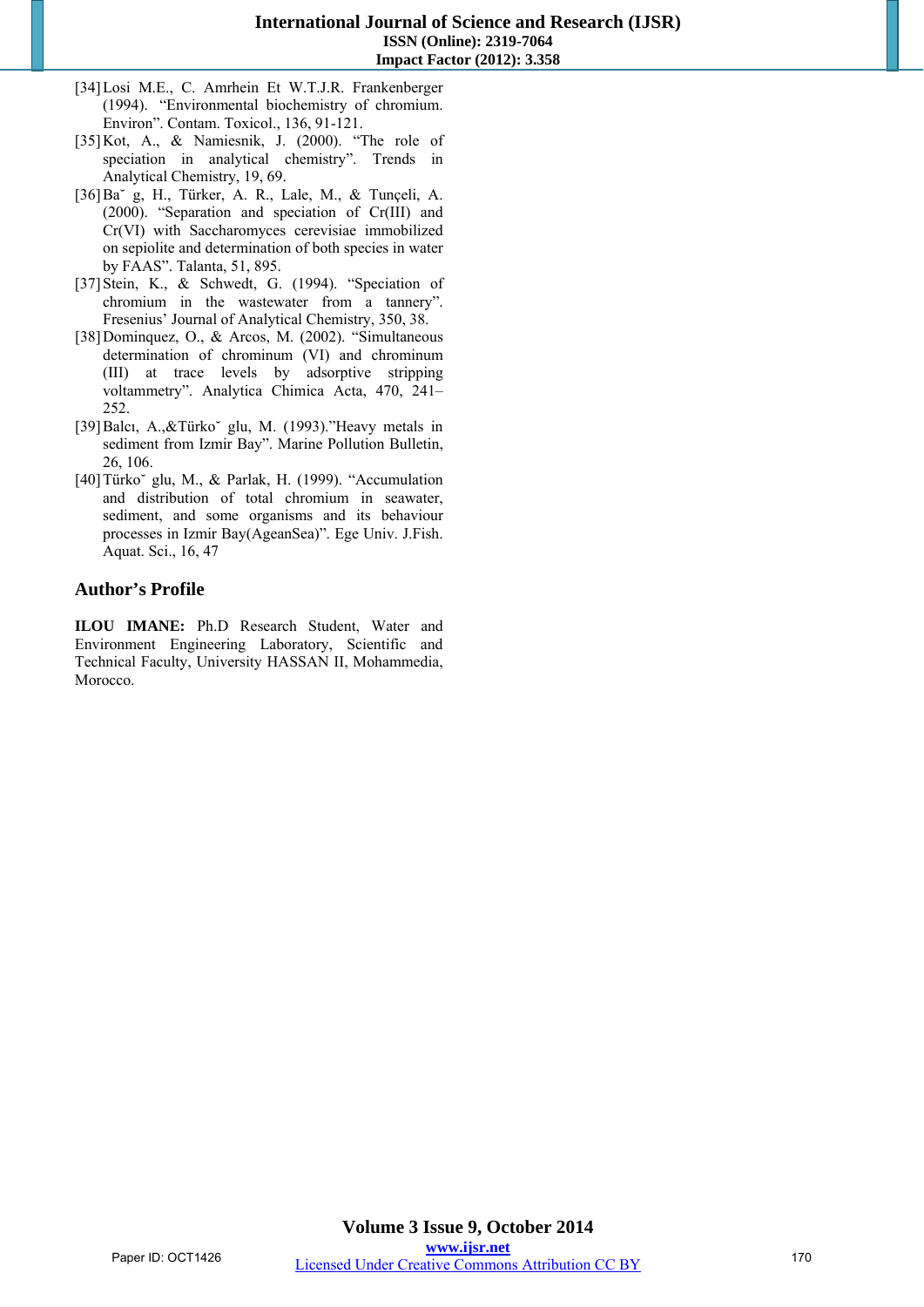[34] Losi M.E., C. Amrhein Et W.T.J.R. Frankenberger (1994). "Environmental biochemistry of chromium. Environ". Contam. Toxicol., 136, 91-121.

[35] Kot, A., & Namiesnik, J. (2000). "The role of speciation in analytical chemistry". Trends in Analytical Chemistry, 19, 69.

[36] Ba˘ g, H., Türker, A. R., Lale, M., & Tunçeli, A. (2000). "Separation and speciation of Cr(III) and Cr(VI) with Saccharomyces cerevisiae immobilized on sepiolite and determination of both species in water by FAAS". Talanta, 51, 895.

[37] Stein, K., & Schwedt, G. (1994). "Speciation of chromium in the wastewater from a tannery". Fresenius' Journal of Analytical Chemistry, 350, 38.

[38] Dominquez, O., & Arcos, M. (2002). "Simultaneous determination of chrominum (VI) and chrominum (III) at trace levels by adsorptive stripping voltammetry". Analytica Chimica Acta, 470, 241–252.

[39] Balcı, A.,&Türko˘ glu, M. (1993)."Heavy metals in sediment from Izmir Bay". Marine Pollution Bulletin, 26, 106.

[40] Türko˘ glu, M., & Parlak, H. (1999). "Accumulation and distribution of total chromium in seawater, sediment, and some organisms and its behaviour processes in Izmir Bay(AgeanSea)". Ege Univ. J.Fish. Aquat. Sci., 16, 47

## Author's Profile

**ILOU IMANE:** Ph.D Research Student, Water and Environment Engineering Laboratory, Scientific and Technical Faculty, University HASSAN II, Mohammedia, Morocco.